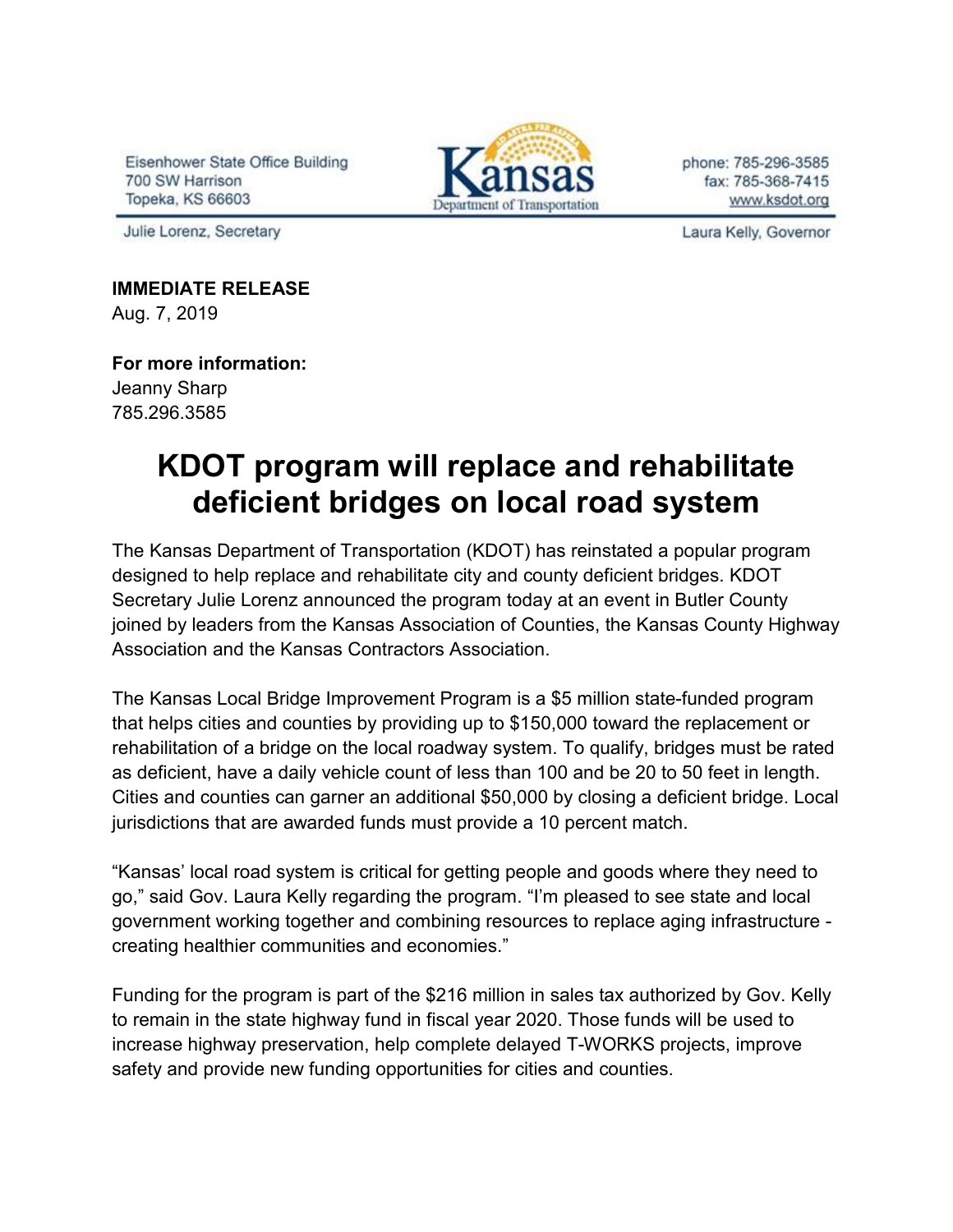Eisenhower State Office Building
700 SW Harrison
Topeka, KS 66603

Kansas Department of Transportation

phone: 785-296-3585
fax: 785-368-7415
www.ksdot.org

Julie Lorenz, Secretary

Laura Kelly, Governor

**IMMEDIATE RELEASE**
Aug. 7, 2019

**For more information:**
Jeanny Sharp
785.296.3585

# KDOT program will replace and rehabilitate deficient bridges on local road system

The Kansas Department of Transportation (KDOT) has reinstated a popular program designed to help replace and rehabilitate city and county deficient bridges. KDOT Secretary Julie Lorenz announced the program today at an event in Butler County joined by leaders from the Kansas Association of Counties, the Kansas County Highway Association and the Kansas Contractors Association.

The Kansas Local Bridge Improvement Program is a $5 million state-funded program that helps cities and counties by providing up to $150,000 toward the replacement or rehabilitation of a bridge on the local roadway system. To qualify, bridges must be rated as deficient, have a daily vehicle count of less than 100 and be 20 to 50 feet in length. Cities and counties can garner an additional $50,000 by closing a deficient bridge. Local jurisdictions that are awarded funds must provide a 10 percent match.

"Kansas' local road system is critical for getting people and goods where they need to go," said Gov. Laura Kelly regarding the program. "I'm pleased to see state and local government working together and combining resources to replace aging infrastructure - creating healthier communities and economies."

Funding for the program is part of the $216 million in sales tax authorized by Gov. Kelly to remain in the state highway fund in fiscal year 2020. Those funds will be used to increase highway preservation, help complete delayed T-WORKS projects, improve safety and provide new funding opportunities for cities and counties.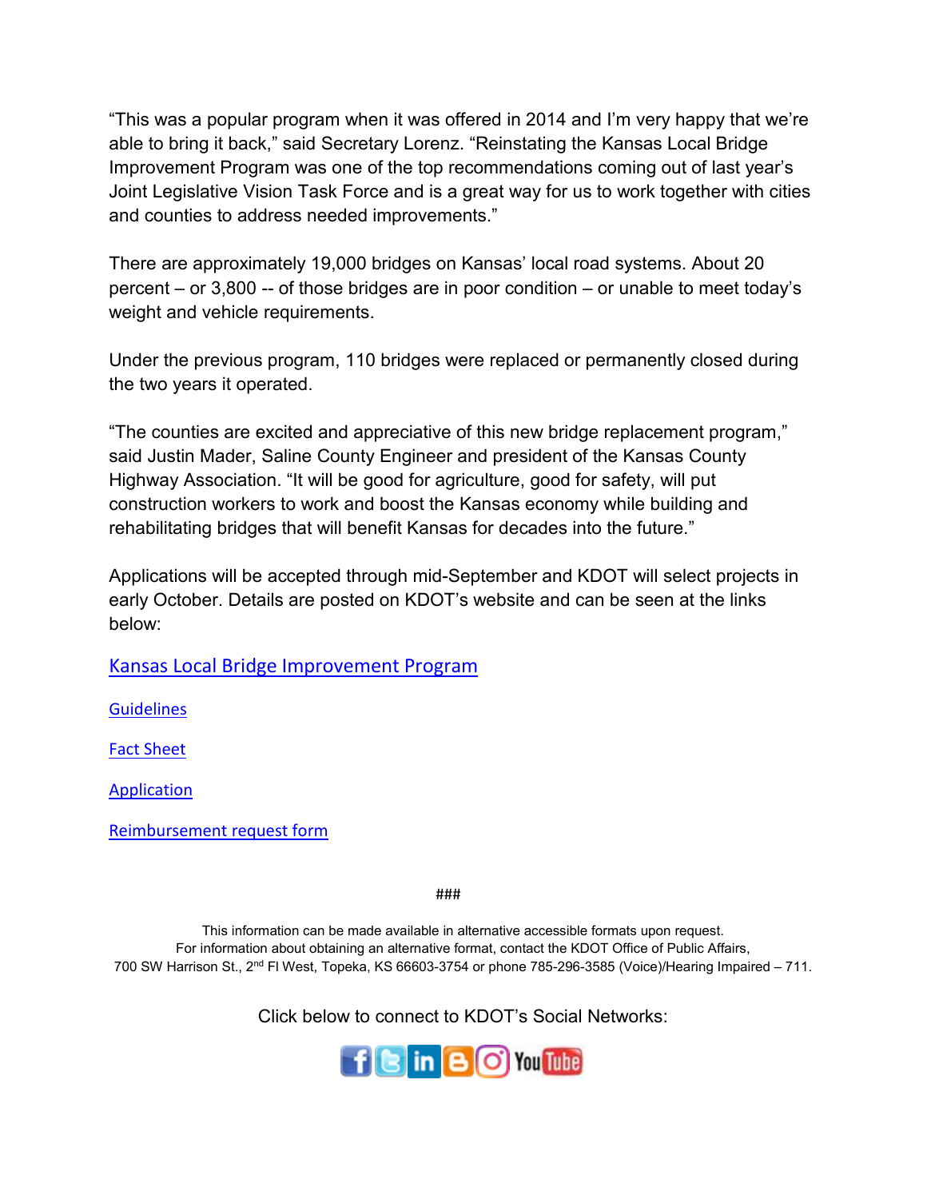"This was a popular program when it was offered in 2014 and I'm very happy that we're able to bring it back," said Secretary Lorenz. "Reinstating the Kansas Local Bridge Improvement Program was one of the top recommendations coming out of last year's Joint Legislative Vision Task Force and is a great way for us to work together with cities and counties to address needed improvements."

There are approximately 19,000 bridges on Kansas' local road systems. About 20 percent – or 3,800 -- of those bridges are in poor condition – or unable to meet today's weight and vehicle requirements.

Under the previous program, 110 bridges were replaced or permanently closed during the two years it operated.

"The counties are excited and appreciative of this new bridge replacement program," said Justin Mader, Saline County Engineer and president of the Kansas County Highway Association. "It will be good for agriculture, good for safety, will put construction workers to work and boost the Kansas economy while building and rehabilitating bridges that will benefit Kansas for decades into the future."

Applications will be accepted through mid-September and KDOT will select projects in early October. Details are posted on KDOT's website and can be seen at the links below:

Kansas Local Bridge Improvement Program

Guidelines

Fact Sheet

Application

Reimbursement request form

###

This information can be made available in alternative accessible formats upon request.
For information about obtaining an alternative format, contact the KDOT Office of Public Affairs,
700 SW Harrison St., 2nd Fl West, Topeka, KS 66603-3754 or phone 785-296-3585 (Voice)/Hearing Impaired – 711.

Click below to connect to KDOT's Social Networks: